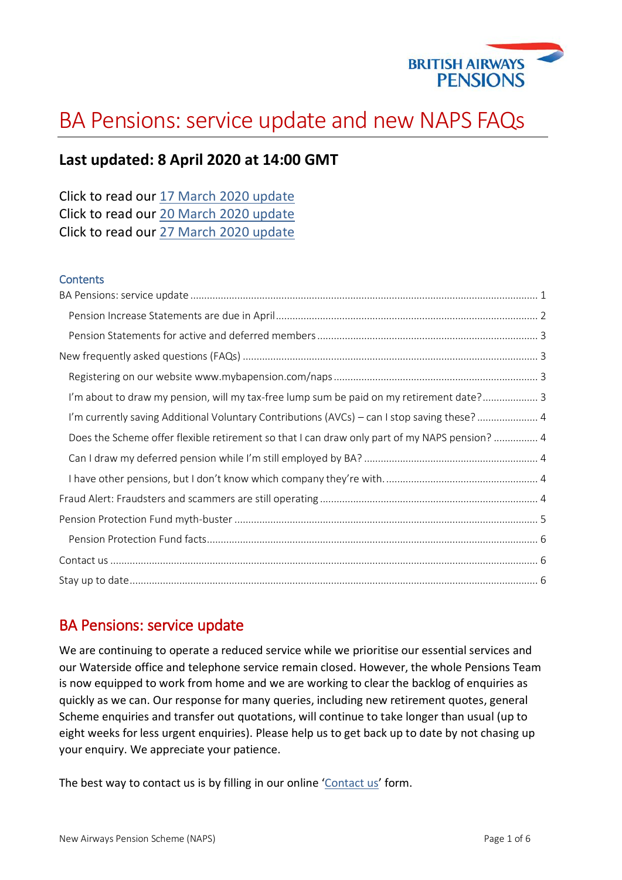# BA Pensions: service update and new NAPS FAQs

## Last updated: 8 April 2020 at 14:00 GMT

Click to read our [17 March 2020 update]()
Click to read our [20 March 2020 update]()
Click to read our [27 March 2020 update]()

### Contents

- BA Pensions: service update ... 1
  - Pension Increase Statements are due in April ... 2
  - Pension Statements for active and deferred members ... 3
- New frequently asked questions (FAQs) ... 3
  - Registering on our website www.mybapension.com/naps ... 3
  - I'm about to draw my pension, will my tax-free lump sum be paid on my retirement date? ... 3
  - I'm currently saving Additional Voluntary Contributions (AVCs) – can I stop saving these? ... 4
  - Does the Scheme offer flexible retirement so that I can draw only part of my NAPS pension? ... 4
  - Can I draw my deferred pension while I'm still employed by BA? ... 4
  - I have other pensions, but I don't know which company they're with. ... 4
- Fraud Alert: Fraudsters and scammers are still operating ... 4
- Pension Protection Fund myth-buster ... 5
  - Pension Protection Fund facts ... 6
- Contact us ... 6
- Stay up to date ... 6

## BA Pensions: service update

We are continuing to operate a reduced service while we prioritise our essential services and our Waterside office and telephone service remain closed. However, the whole Pensions Team is now equipped to work from home and we are working to clear the backlog of enquiries as quickly as we can. Our response for many queries, including new retirement quotes, general Scheme enquiries and transfer out quotations, will continue to take longer than usual (up to eight weeks for less urgent enquiries). Please help us to get back up to date by not chasing up your enquiry. We appreciate your patience.

The best way to contact us is by filling in our online '[Contact us]()' form.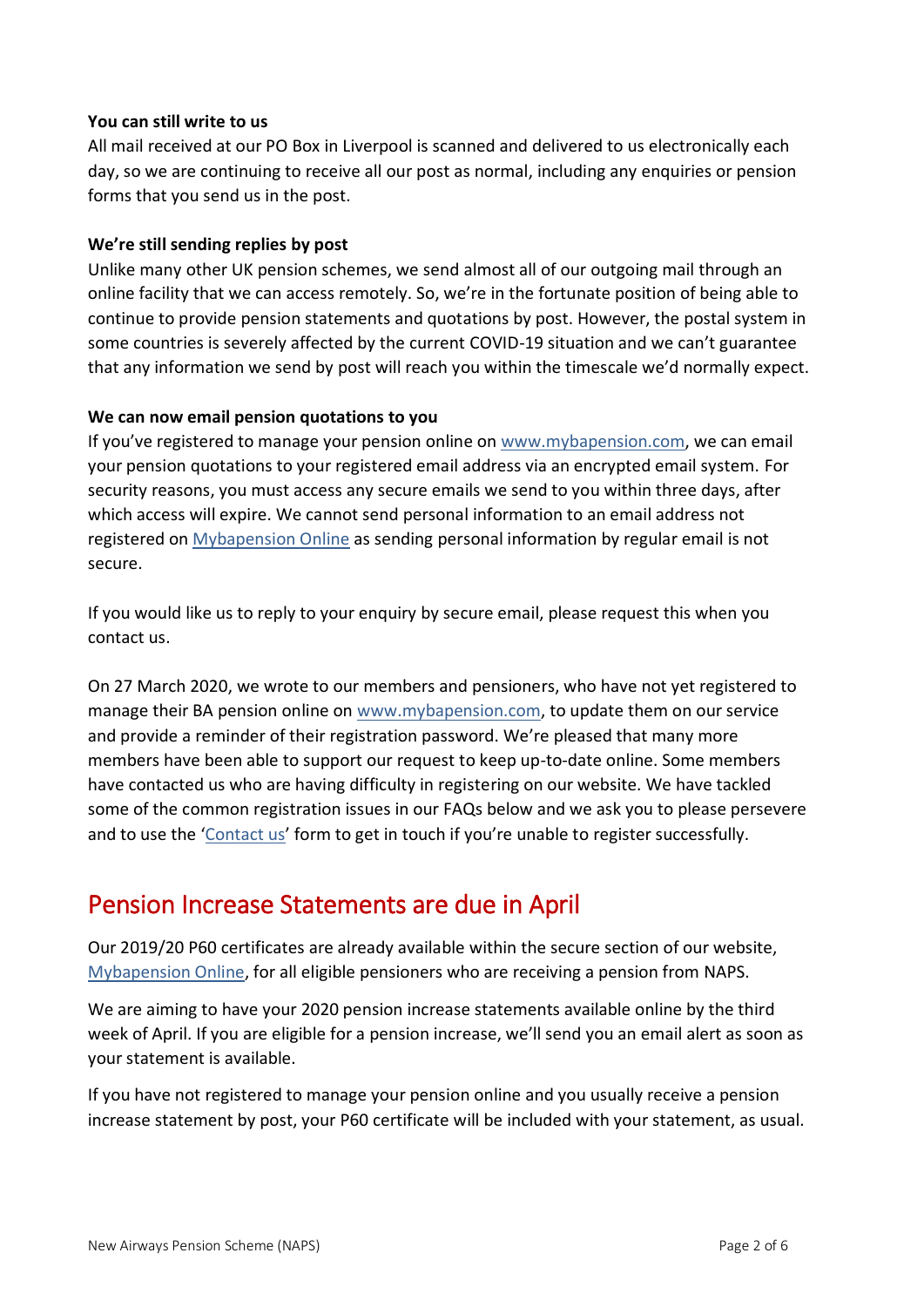**You can still write to us**
All mail received at our PO Box in Liverpool is scanned and delivered to us electronically each day, so we are continuing to receive all our post as normal, including any enquiries or pension forms that you send us in the post.

**We're still sending replies by post**
Unlike many other UK pension schemes, we send almost all of our outgoing mail through an online facility that we can access remotely. So, we're in the fortunate position of being able to continue to provide pension statements and quotations by post. However, the postal system in some countries is severely affected by the current COVID-19 situation and we can't guarantee that any information we send by post will reach you within the timescale we'd normally expect.

**We can now email pension quotations to you**
If you've registered to manage your pension online on [www.mybapension.com](www.mybapension.com), we can email your pension quotations to your registered email address via an encrypted email system. For security reasons, you must access any secure emails we send to you within three days, after which access will expire. We cannot send personal information to an email address not registered on Mybapension Online as sending personal information by regular email is not secure.

If you would like us to reply to your enquiry by secure email, please request this when you contact us.

On 27 March 2020, we wrote to our members and pensioners, who have not yet registered to manage their BA pension online on [www.mybapension.com](www.mybapension.com), to update them on our service and provide a reminder of their registration password. We're pleased that many more members have been able to support our request to keep up-to-date online. Some members have contacted us who are having difficulty in registering on our website. We have tackled some of the common registration issues in our FAQs below and we ask you to please persevere and to use the 'Contact us' form to get in touch if you're unable to register successfully.

## Pension Increase Statements are due in April

Our 2019/20 P60 certificates are already available within the secure section of our website, Mybapension Online, for all eligible pensioners who are receiving a pension from NAPS.

We are aiming to have your 2020 pension increase statements available online by the third week of April. If you are eligible for a pension increase, we'll send you an email alert as soon as your statement is available.

If you have not registered to manage your pension online and you usually receive a pension increase statement by post, your P60 certificate will be included with your statement, as usual.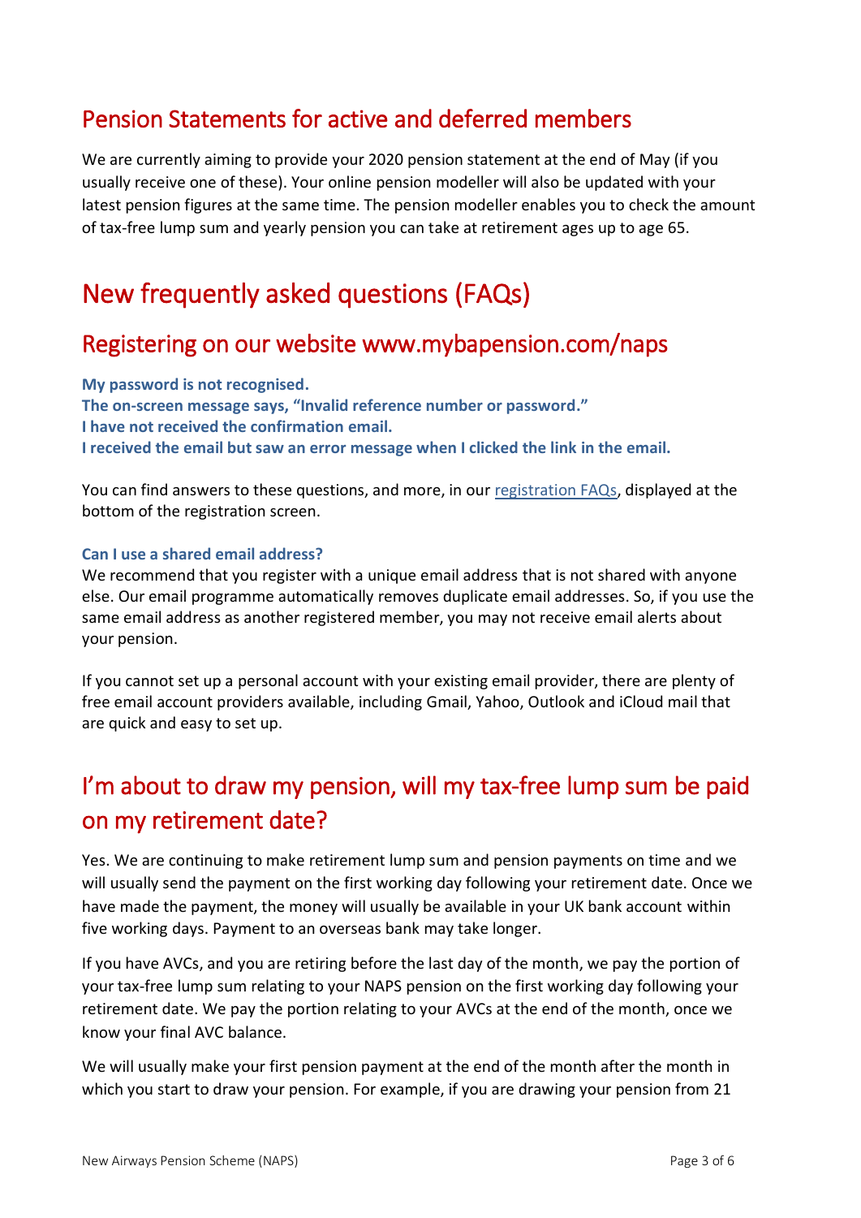## Pension Statements for active and deferred members

We are currently aiming to provide your 2020 pension statement at the end of May (if you usually receive one of these). Your online pension modeller will also be updated with your latest pension figures at the same time. The pension modeller enables you to check the amount of tax-free lump sum and yearly pension you can take at retirement ages up to age 65.

# New frequently asked questions (FAQs)

## Registering on our website www.mybapension.com/naps

**My password is not recognised.**
**The on-screen message says, “Invalid reference number or password.”**
**I have not received the confirmation email.**
**I received the email but saw an error message when I clicked the link in the email.**

You can find answers to these questions, and more, in our registration FAQs, displayed at the bottom of the registration screen.

#### Can I use a shared email address?

We recommend that you register with a unique email address that is not shared with anyone else. Our email programme automatically removes duplicate email addresses. So, if you use the same email address as another registered member, you may not receive email alerts about your pension.

If you cannot set up a personal account with your existing email provider, there are plenty of free email account providers available, including Gmail, Yahoo, Outlook and iCloud mail that are quick and easy to set up.

## I’m about to draw my pension, will my tax-free lump sum be paid on my retirement date?

Yes. We are continuing to make retirement lump sum and pension payments on time and we will usually send the payment on the first working day following your retirement date. Once we have made the payment, the money will usually be available in your UK bank account within five working days. Payment to an overseas bank may take longer.

If you have AVCs, and you are retiring before the last day of the month, we pay the portion of your tax-free lump sum relating to your NAPS pension on the first working day following your retirement date. We pay the portion relating to your AVCs at the end of the month, once we know your final AVC balance.

We will usually make your first pension payment at the end of the month after the month in which you start to draw your pension. For example, if you are drawing your pension from 21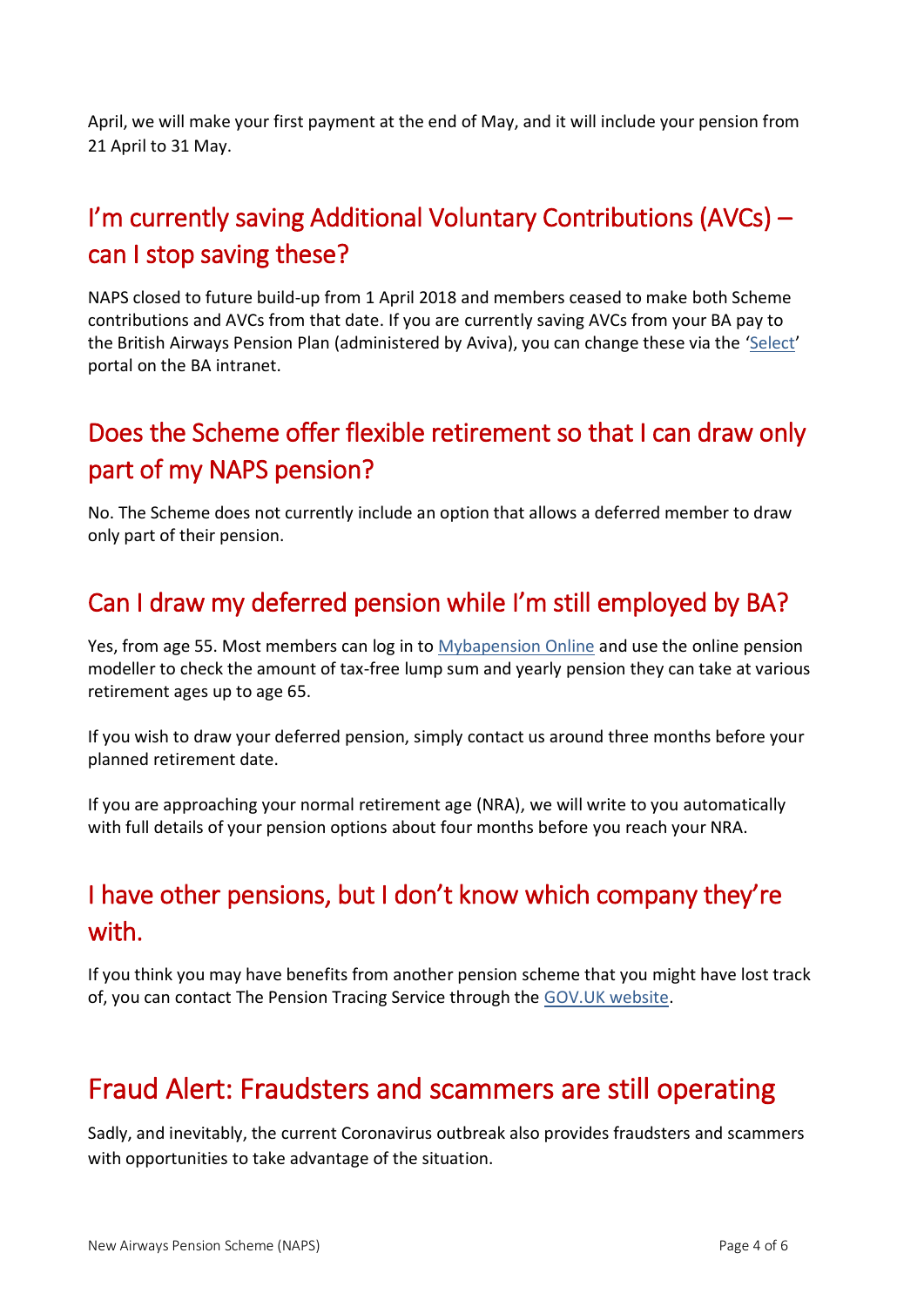April, we will make your first payment at the end of May, and it will include your pension from 21 April to 31 May.

## I'm currently saving Additional Voluntary Contributions (AVCs) – can I stop saving these?

NAPS closed to future build-up from 1 April 2018 and members ceased to make both Scheme contributions and AVCs from that date. If you are currently saving AVCs from your BA pay to the British Airways Pension Plan (administered by Aviva), you can change these via the 'Select' portal on the BA intranet.

## Does the Scheme offer flexible retirement so that I can draw only part of my NAPS pension?

No. The Scheme does not currently include an option that allows a deferred member to draw only part of their pension.

## Can I draw my deferred pension while I'm still employed by BA?

Yes, from age 55. Most members can log in to Mybapension Online and use the online pension modeller to check the amount of tax-free lump sum and yearly pension they can take at various retirement ages up to age 65.

If you wish to draw your deferred pension, simply contact us around three months before your planned retirement date.

If you are approaching your normal retirement age (NRA), we will write to you automatically with full details of your pension options about four months before you reach your NRA.

## I have other pensions, but I don't know which company they're with.

If you think you may have benefits from another pension scheme that you might have lost track of, you can contact The Pension Tracing Service through the GOV.UK website.

# Fraud Alert: Fraudsters and scammers are still operating

Sadly, and inevitably, the current Coronavirus outbreak also provides fraudsters and scammers with opportunities to take advantage of the situation.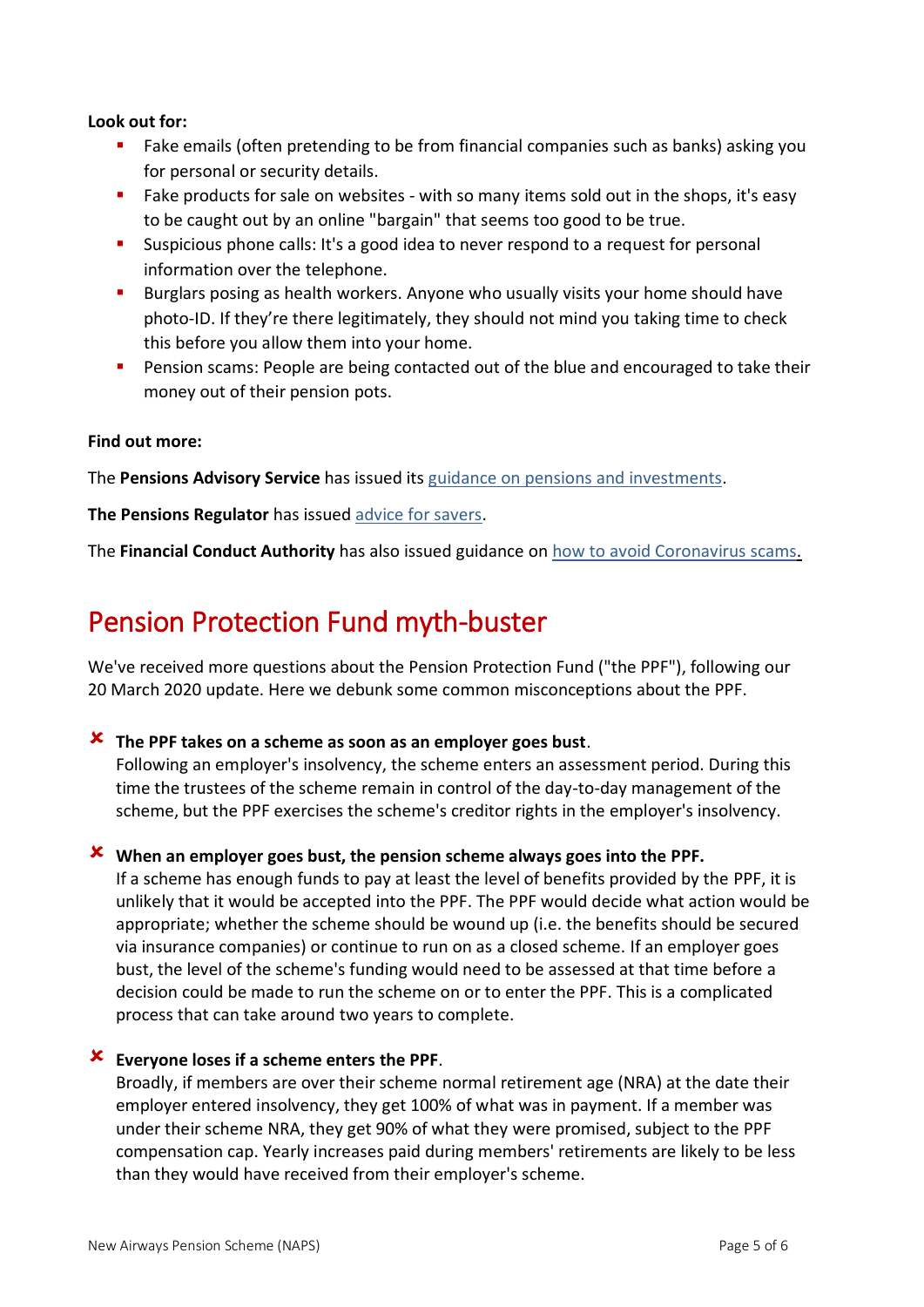**Look out for:**

- Fake emails (often pretending to be from financial companies such as banks) asking you for personal or security details.
- Fake products for sale on websites - with so many items sold out in the shops, it's easy to be caught out by an online "bargain" that seems too good to be true.
- Suspicious phone calls: It's a good idea to never respond to a request for personal information over the telephone.
- Burglars posing as health workers. Anyone who usually visits your home should have photo-ID. If they're there legitimately, they should not mind you taking time to check this before you allow them into your home.
- Pension scams: People are being contacted out of the blue and encouraged to take their money out of their pension pots.

**Find out more:**

The **Pensions Advisory Service** has issued its guidance on pensions and investments.

**The Pensions Regulator** has issued advice for savers.

The **Financial Conduct Authority** has also issued guidance on how to avoid Coronavirus scams.

## Pension Protection Fund myth-buster

We've received more questions about the Pension Protection Fund ("the PPF"), following our 20 March 2020 update. Here we debunk some common misconceptions about the PPF.

✘ **The PPF takes on a scheme as soon as an employer goes bust**.
Following an employer's insolvency, the scheme enters an assessment period. During this time the trustees of the scheme remain in control of the day-to-day management of the scheme, but the PPF exercises the scheme's creditor rights in the employer's insolvency.

✘ **When an employer goes bust, the pension scheme always goes into the PPF.**
If a scheme has enough funds to pay at least the level of benefits provided by the PPF, it is unlikely that it would be accepted into the PPF. The PPF would decide what action would be appropriate; whether the scheme should be wound up (i.e. the benefits should be secured via insurance companies) or continue to run on as a closed scheme. If an employer goes bust, the level of the scheme's funding would need to be assessed at that time before a decision could be made to run the scheme on or to enter the PPF. This is a complicated process that can take around two years to complete.

✘ **Everyone loses if a scheme enters the PPF**.
Broadly, if members are over their scheme normal retirement age (NRA) at the date their employer entered insolvency, they get 100% of what was in payment. If a member was under their scheme NRA, they get 90% of what they were promised, subject to the PPF compensation cap. Yearly increases paid during members' retirements are likely to be less than they would have received from their employer's scheme.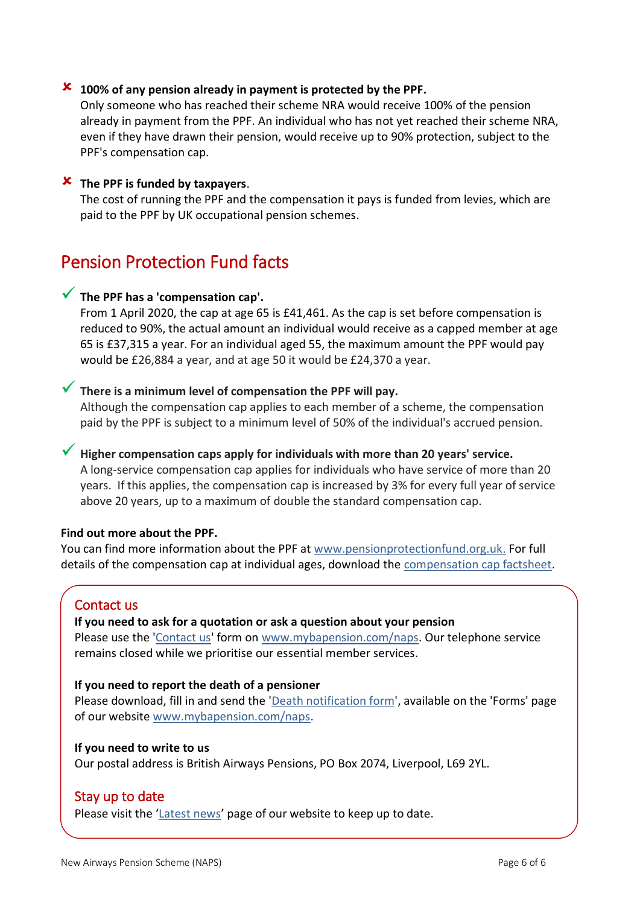✘ **100% of any pension already in payment is protected by the PPF.**
Only someone who has reached their scheme NRA would receive 100% of the pension already in payment from the PPF. An individual who has not yet reached their scheme NRA, even if they have drawn their pension, would receive up to 90% protection, subject to the PPF's compensation cap.

✘ **The PPF is funded by taxpayers**.
The cost of running the PPF and the compensation it pays is funded from levies, which are paid to the PPF by UK occupational pension schemes.

## Pension Protection Fund facts

✓ **The PPF has a 'compensation cap'.**
From 1 April 2020, the cap at age 65 is £41,461. As the cap is set before compensation is reduced to 90%, the actual amount an individual would receive as a capped member at age 65 is £37,315 a year. For an individual aged 55, the maximum amount the PPF would pay would be £26,884 a year, and at age 50 it would be £24,370 a year.

✓ **There is a minimum level of compensation the PPF will pay.**
Although the compensation cap applies to each member of a scheme, the compensation paid by the PPF is subject to a minimum level of 50% of the individual's accrued pension.

✓ **Higher compensation caps apply for individuals with more than 20 years' service.**
A long-service compensation cap applies for individuals who have service of more than 20 years. If this applies, the compensation cap is increased by 3% for every full year of service above 20 years, up to a maximum of double the standard compensation cap.

**Find out more about the PPF.**
You can find more information about the PPF at www.pensionprotectionfund.org.uk. For full details of the compensation cap at individual ages, download the compensation cap factsheet.

## Contact us

**If you need to ask for a quotation or ask a question about your pension**
Please use the 'Contact us' form on www.mybapension.com/naps. Our telephone service remains closed while we prioritise our essential member services.

**If you need to report the death of a pensioner**
Please download, fill in and send the 'Death notification form', available on the 'Forms' page of our website www.mybapension.com/naps.

**If you need to write to us**
Our postal address is British Airways Pensions, PO Box 2074, Liverpool, L69 2YL.

## Stay up to date

Please visit the 'Latest news' page of our website to keep up to date.